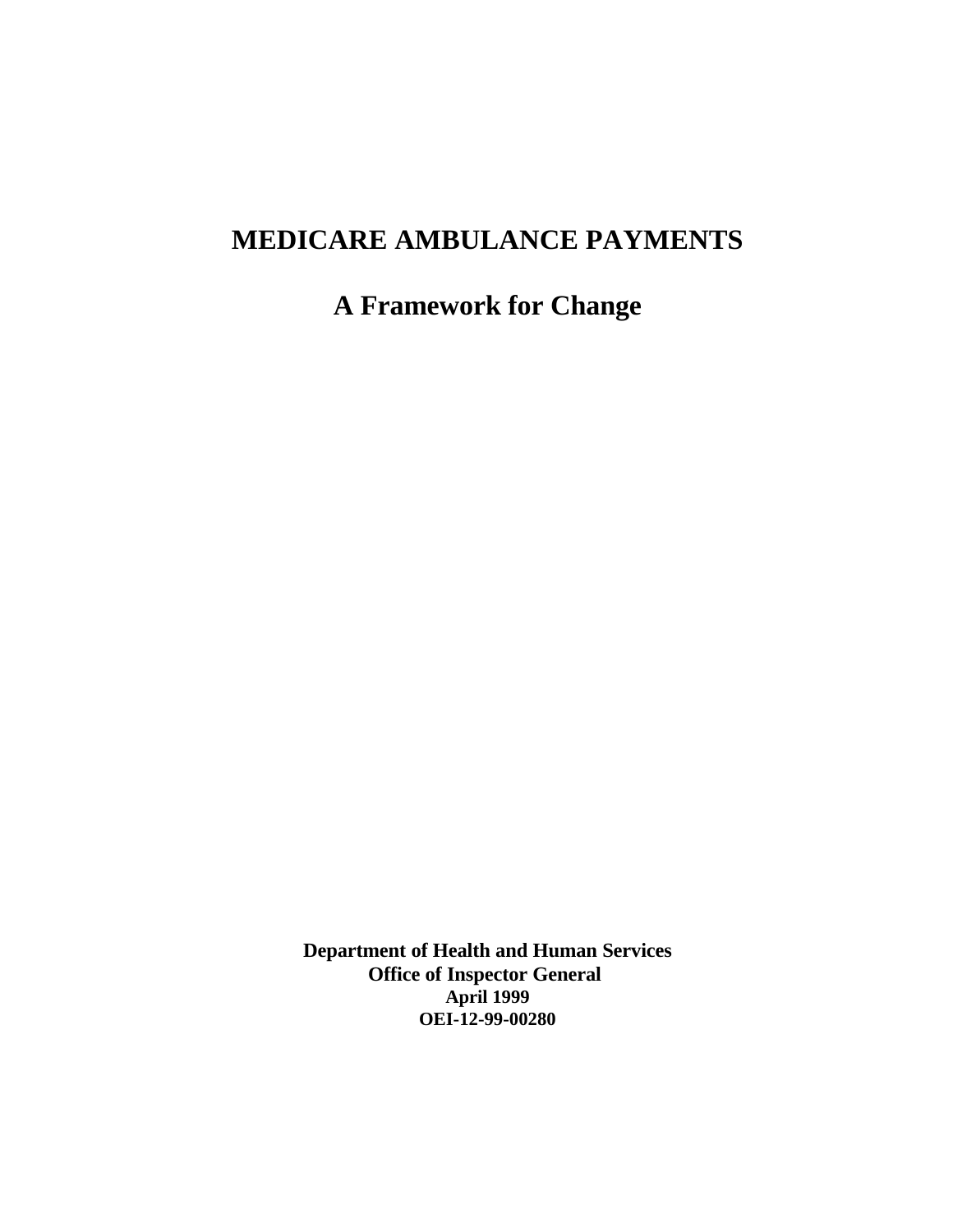# MEDICARE AMBULANCE PAYMENTS

## A Framework for Change

**Department of Health and Human Services**
**Office of Inspector General**
**April 1999**
**OEI-12-99-00280**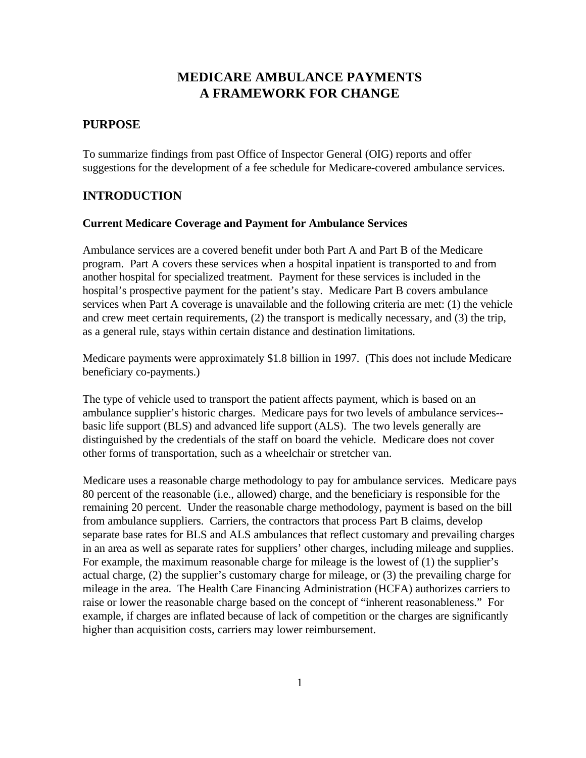# MEDICARE AMBULANCE PAYMENTS
# A FRAMEWORK FOR CHANGE

## PURPOSE

To summarize findings from past Office of Inspector General (OIG) reports and offer suggestions for the development of a fee schedule for Medicare-covered ambulance services.

## INTRODUCTION

### Current Medicare Coverage and Payment for Ambulance Services

Ambulance services are a covered benefit under both Part A and Part B of the Medicare program. Part A covers these services when a hospital inpatient is transported to and from another hospital for specialized treatment. Payment for these services is included in the hospital's prospective payment for the patient's stay. Medicare Part B covers ambulance services when Part A coverage is unavailable and the following criteria are met: (1) the vehicle and crew meet certain requirements, (2) the transport is medically necessary, and (3) the trip, as a general rule, stays within certain distance and destination limitations.

Medicare payments were approximately $1.8 billion in 1997. (This does not include Medicare beneficiary co-payments.)

The type of vehicle used to transport the patient affects payment, which is based on an ambulance supplier's historic charges. Medicare pays for two levels of ambulance services--basic life support (BLS) and advanced life support (ALS). The two levels generally are distinguished by the credentials of the staff on board the vehicle. Medicare does not cover other forms of transportation, such as a wheelchair or stretcher van.

Medicare uses a reasonable charge methodology to pay for ambulance services. Medicare pays 80 percent of the reasonable (i.e., allowed) charge, and the beneficiary is responsible for the remaining 20 percent. Under the reasonable charge methodology, payment is based on the bill from ambulance suppliers. Carriers, the contractors that process Part B claims, develop separate base rates for BLS and ALS ambulances that reflect customary and prevailing charges in an area as well as separate rates for suppliers' other charges, including mileage and supplies. For example, the maximum reasonable charge for mileage is the lowest of (1) the supplier's actual charge, (2) the supplier's customary charge for mileage, or (3) the prevailing charge for mileage in the area. The Health Care Financing Administration (HCFA) authorizes carriers to raise or lower the reasonable charge based on the concept of "inherent reasonableness." For example, if charges are inflated because of lack of competition or the charges are significantly higher than acquisition costs, carriers may lower reimbursement.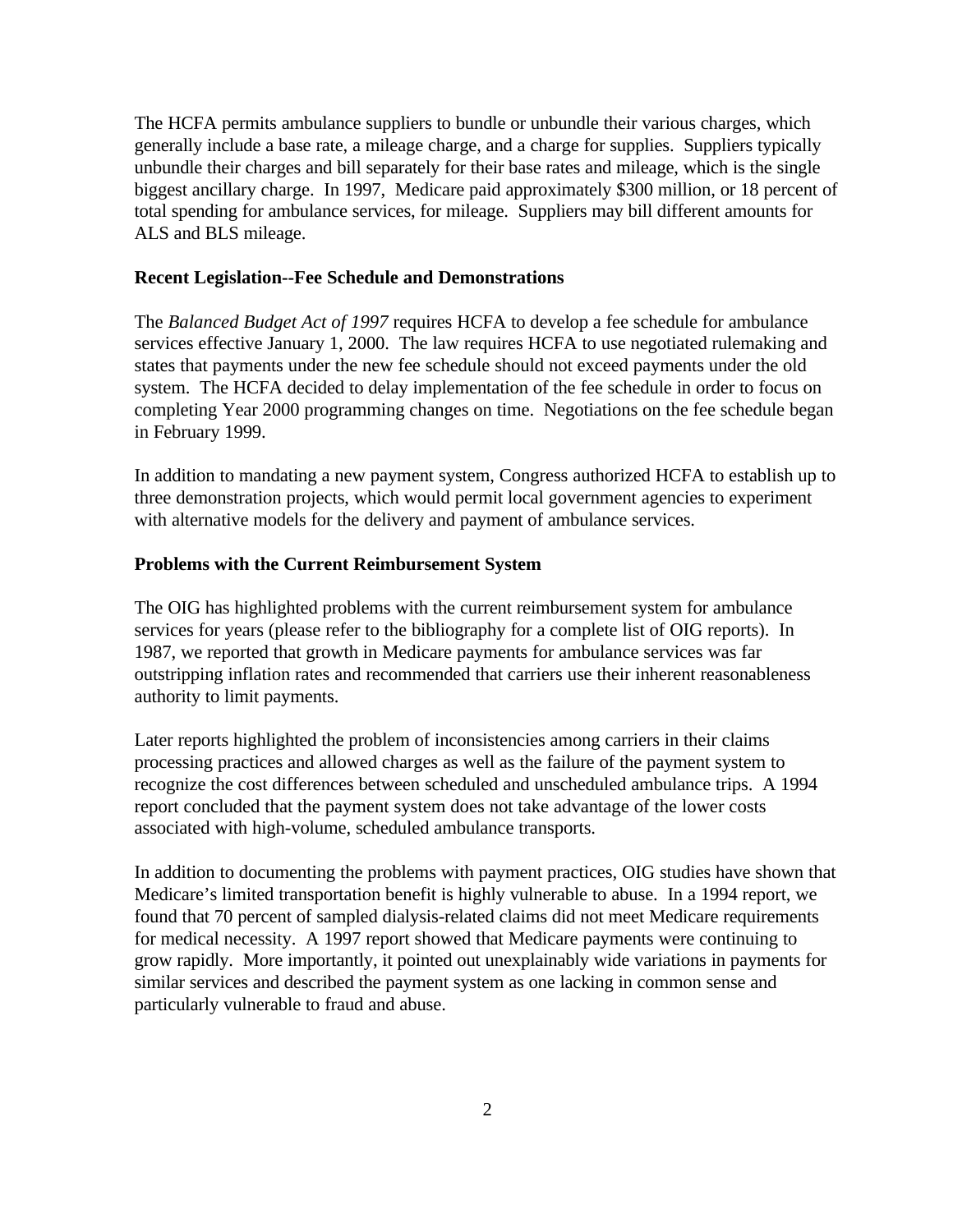The HCFA permits ambulance suppliers to bundle or unbundle their various charges, which generally include a base rate, a mileage charge, and a charge for supplies. Suppliers typically unbundle their charges and bill separately for their base rates and mileage, which is the single biggest ancillary charge. In 1997, Medicare paid approximately $300 million, or 18 percent of total spending for ambulance services, for mileage. Suppliers may bill different amounts for ALS and BLS mileage.

**Recent Legislation--Fee Schedule and Demonstrations**

The *Balanced Budget Act of 1997* requires HCFA to develop a fee schedule for ambulance services effective January 1, 2000. The law requires HCFA to use negotiated rulemaking and states that payments under the new fee schedule should not exceed payments under the old system. The HCFA decided to delay implementation of the fee schedule in order to focus on completing Year 2000 programming changes on time. Negotiations on the fee schedule began in February 1999.

In addition to mandating a new payment system, Congress authorized HCFA to establish up to three demonstration projects, which would permit local government agencies to experiment with alternative models for the delivery and payment of ambulance services.

**Problems with the Current Reimbursement System**

The OIG has highlighted problems with the current reimbursement system for ambulance services for years (please refer to the bibliography for a complete list of OIG reports). In 1987, we reported that growth in Medicare payments for ambulance services was far outstripping inflation rates and recommended that carriers use their inherent reasonableness authority to limit payments.

Later reports highlighted the problem of inconsistencies among carriers in their claims processing practices and allowed charges as well as the failure of the payment system to recognize the cost differences between scheduled and unscheduled ambulance trips. A 1994 report concluded that the payment system does not take advantage of the lower costs associated with high-volume, scheduled ambulance transports.

In addition to documenting the problems with payment practices, OIG studies have shown that Medicare's limited transportation benefit is highly vulnerable to abuse. In a 1994 report, we found that 70 percent of sampled dialysis-related claims did not meet Medicare requirements for medical necessity. A 1997 report showed that Medicare payments were continuing to grow rapidly. More importantly, it pointed out unexplainably wide variations in payments for similar services and described the payment system as one lacking in common sense and particularly vulnerable to fraud and abuse.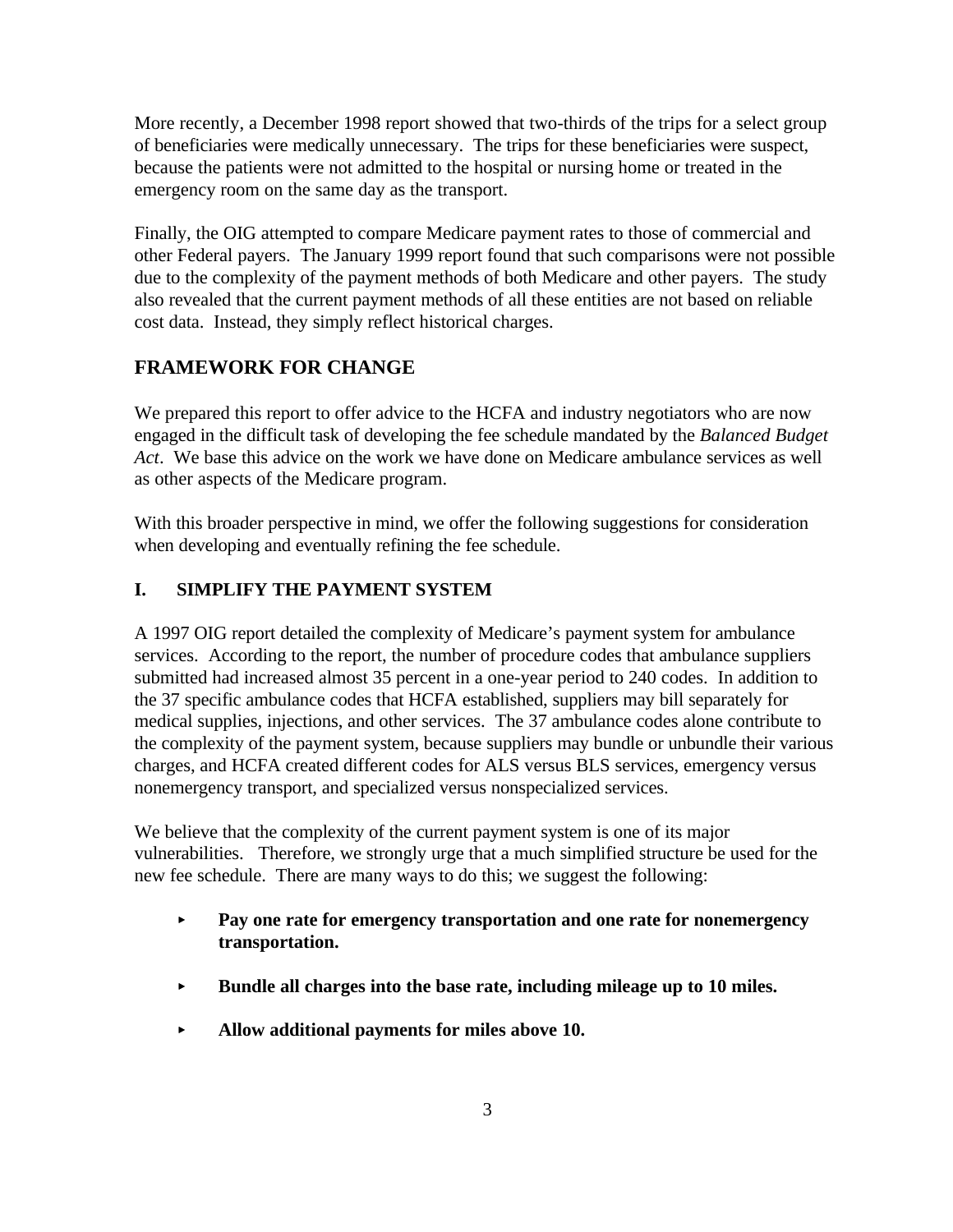More recently, a December 1998 report showed that two-thirds of the trips for a select group of beneficiaries were medically unnecessary. The trips for these beneficiaries were suspect, because the patients were not admitted to the hospital or nursing home or treated in the emergency room on the same day as the transport.

Finally, the OIG attempted to compare Medicare payment rates to those of commercial and other Federal payers. The January 1999 report found that such comparisons were not possible due to the complexity of the payment methods of both Medicare and other payers. The study also revealed that the current payment methods of all these entities are not based on reliable cost data. Instead, they simply reflect historical charges.

## FRAMEWORK FOR CHANGE

We prepared this report to offer advice to the HCFA and industry negotiators who are now engaged in the difficult task of developing the fee schedule mandated by the *Balanced Budget Act*. We base this advice on the work we have done on Medicare ambulance services as well as other aspects of the Medicare program.

With this broader perspective in mind, we offer the following suggestions for consideration when developing and eventually refining the fee schedule.

### I. SIMPLIFY THE PAYMENT SYSTEM

A 1997 OIG report detailed the complexity of Medicare's payment system for ambulance services. According to the report, the number of procedure codes that ambulance suppliers submitted had increased almost 35 percent in a one-year period to 240 codes. In addition to the 37 specific ambulance codes that HCFA established, suppliers may bill separately for medical supplies, injections, and other services. The 37 ambulance codes alone contribute to the complexity of the payment system, because suppliers may bundle or unbundle their various charges, and HCFA created different codes for ALS versus BLS services, emergency versus nonemergency transport, and specialized versus nonspecialized services.

We believe that the complexity of the current payment system is one of its major vulnerabilities. Therefore, we strongly urge that a much simplified structure be used for the new fee schedule. There are many ways to do this; we suggest the following:

- **Pay one rate for emergency transportation and one rate for nonemergency transportation.**
- **Bundle all charges into the base rate, including mileage up to 10 miles.**
- **Allow additional payments for miles above 10.**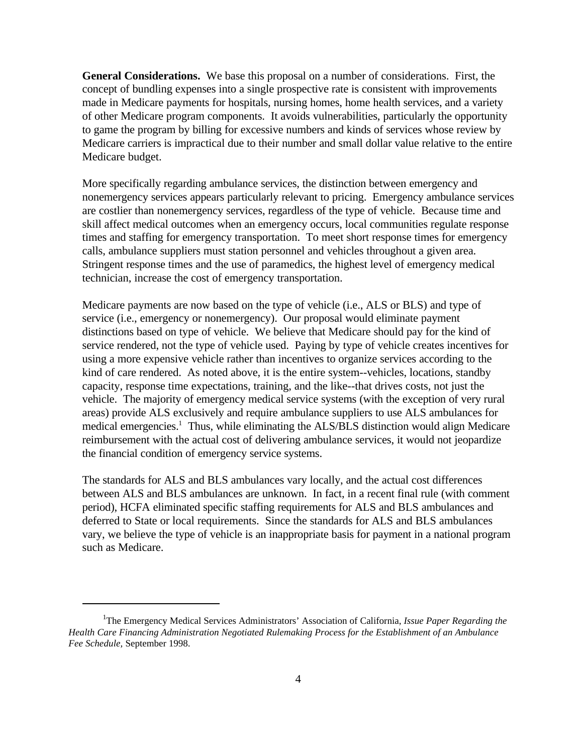**General Considerations.** We base this proposal on a number of considerations. First, the concept of bundling expenses into a single prospective rate is consistent with improvements made in Medicare payments for hospitals, nursing homes, home health services, and a variety of other Medicare program components. It avoids vulnerabilities, particularly the opportunity to game the program by billing for excessive numbers and kinds of services whose review by Medicare carriers is impractical due to their number and small dollar value relative to the entire Medicare budget.

More specifically regarding ambulance services, the distinction between emergency and nonemergency services appears particularly relevant to pricing. Emergency ambulance services are costlier than nonemergency services, regardless of the type of vehicle. Because time and skill affect medical outcomes when an emergency occurs, local communities regulate response times and staffing for emergency transportation. To meet short response times for emergency calls, ambulance suppliers must station personnel and vehicles throughout a given area. Stringent response times and the use of paramedics, the highest level of emergency medical technician, increase the cost of emergency transportation.

Medicare payments are now based on the type of vehicle (i.e., ALS or BLS) and type of service (i.e., emergency or nonemergency). Our proposal would eliminate payment distinctions based on type of vehicle. We believe that Medicare should pay for the kind of service rendered, not the type of vehicle used. Paying by type of vehicle creates incentives for using a more expensive vehicle rather than incentives to organize services according to the kind of care rendered. As noted above, it is the entire system--vehicles, locations, standby capacity, response time expectations, training, and the like--that drives costs, not just the vehicle. The majority of emergency medical service systems (with the exception of very rural areas) provide ALS exclusively and require ambulance suppliers to use ALS ambulances for medical emergencies.[1] Thus, while eliminating the ALS/BLS distinction would align Medicare reimbursement with the actual cost of delivering ambulance services, it would not jeopardize the financial condition of emergency service systems.

The standards for ALS and BLS ambulances vary locally, and the actual cost differences between ALS and BLS ambulances are unknown. In fact, in a recent final rule (with comment period), HCFA eliminated specific staffing requirements for ALS and BLS ambulances and deferred to State or local requirements. Since the standards for ALS and BLS ambulances vary, we believe the type of vehicle is an inappropriate basis for payment in a national program such as Medicare.

---

[1]The Emergency Medical Services Administrators' Association of California, *Issue Paper Regarding the Health Care Financing Administration Negotiated Rulemaking Process for the Establishment of an Ambulance Fee Schedule*, September 1998.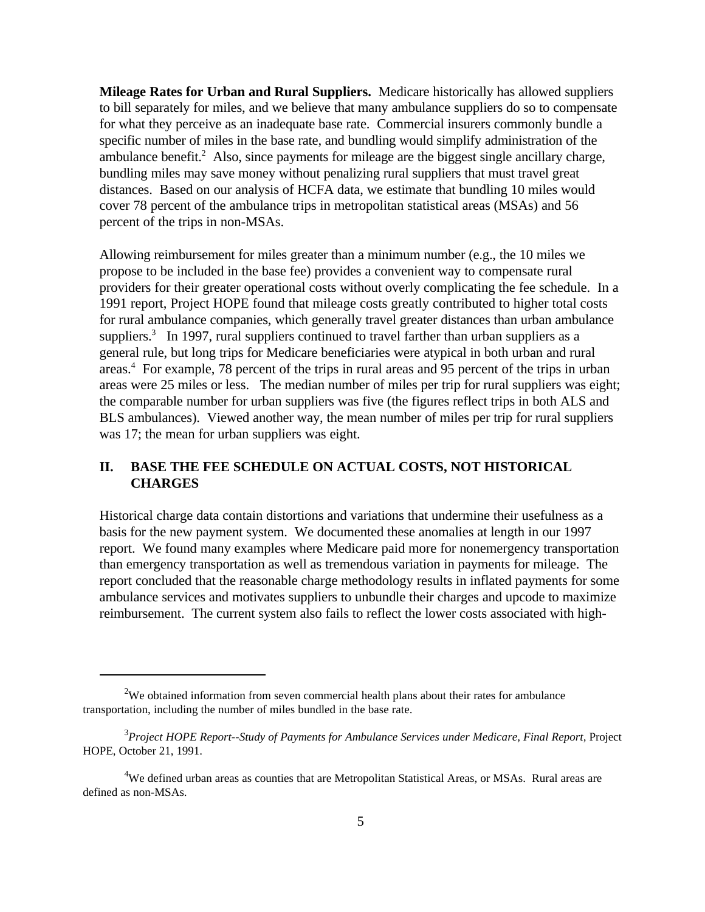**Mileage Rates for Urban and Rural Suppliers.** Medicare historically has allowed suppliers to bill separately for miles, and we believe that many ambulance suppliers do so to compensate for what they perceive as an inadequate base rate. Commercial insurers commonly bundle a specific number of miles in the base rate, and bundling would simplify administration of the ambulance benefit.[2] Also, since payments for mileage are the biggest single ancillary charge, bundling miles may save money without penalizing rural suppliers that must travel great distances. Based on our analysis of HCFA data, we estimate that bundling 10 miles would cover 78 percent of the ambulance trips in metropolitan statistical areas (MSAs) and 56 percent of the trips in non-MSAs.

Allowing reimbursement for miles greater than a minimum number (e.g., the 10 miles we propose to be included in the base fee) provides a convenient way to compensate rural providers for their greater operational costs without overly complicating the fee schedule. In a 1991 report, Project HOPE found that mileage costs greatly contributed to higher total costs for rural ambulance companies, which generally travel greater distances than urban ambulance suppliers.[3] In 1997, rural suppliers continued to travel farther than urban suppliers as a general rule, but long trips for Medicare beneficiaries were atypical in both urban and rural areas.[4] For example, 78 percent of the trips in rural areas and 95 percent of the trips in urban areas were 25 miles or less. The median number of miles per trip for rural suppliers was eight; the comparable number for urban suppliers was five (the figures reflect trips in both ALS and BLS ambulances). Viewed another way, the mean number of miles per trip for rural suppliers was 17; the mean for urban suppliers was eight.

## II. BASE THE FEE SCHEDULE ON ACTUAL COSTS, NOT HISTORICAL CHARGES

Historical charge data contain distortions and variations that undermine their usefulness as a basis for the new payment system. We documented these anomalies at length in our 1997 report. We found many examples where Medicare paid more for nonemergency transportation than emergency transportation as well as tremendous variation in payments for mileage. The report concluded that the reasonable charge methodology results in inflated payments for some ambulance services and motivates suppliers to unbundle their charges and upcode to maximize reimbursement. The current system also fails to reflect the lower costs associated with high-

---

[2] We obtained information from seven commercial health plans about their rates for ambulance transportation, including the number of miles bundled in the base rate.

[3] *Project HOPE Report--Study of Payments for Ambulance Services under Medicare, Final Report,* Project HOPE, October 21, 1991.

[4] We defined urban areas as counties that are Metropolitan Statistical Areas, or MSAs. Rural areas are defined as non-MSAs.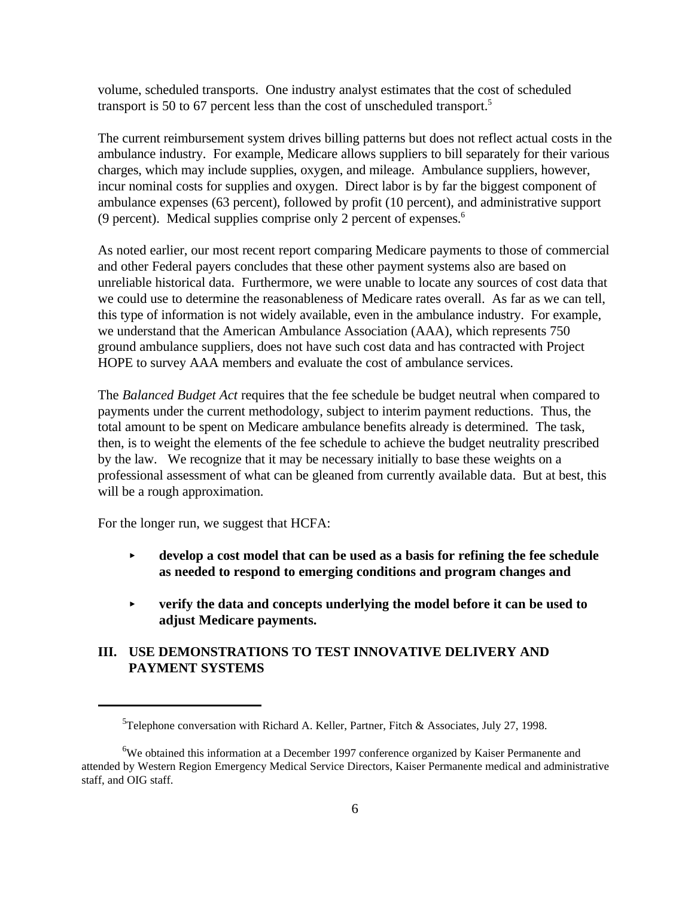volume, scheduled transports. One industry analyst estimates that the cost of scheduled transport is 50 to 67 percent less than the cost of unscheduled transport.[5]

The current reimbursement system drives billing patterns but does not reflect actual costs in the ambulance industry. For example, Medicare allows suppliers to bill separately for their various charges, which may include supplies, oxygen, and mileage. Ambulance suppliers, however, incur nominal costs for supplies and oxygen. Direct labor is by far the biggest component of ambulance expenses (63 percent), followed by profit (10 percent), and administrative support (9 percent). Medical supplies comprise only 2 percent of expenses.[6]

As noted earlier, our most recent report comparing Medicare payments to those of commercial and other Federal payers concludes that these other payment systems also are based on unreliable historical data. Furthermore, we were unable to locate any sources of cost data that we could use to determine the reasonableness of Medicare rates overall. As far as we can tell, this type of information is not widely available, even in the ambulance industry. For example, we understand that the American Ambulance Association (AAA), which represents 750 ground ambulance suppliers, does not have such cost data and has contracted with Project HOPE to survey AAA members and evaluate the cost of ambulance services.

The *Balanced Budget Act* requires that the fee schedule be budget neutral when compared to payments under the current methodology, subject to interim payment reductions. Thus, the total amount to be spent on Medicare ambulance benefits already is determined. The task, then, is to weight the elements of the fee schedule to achieve the budget neutrality prescribed by the law. We recognize that it may be necessary initially to base these weights on a professional assessment of what can be gleaned from currently available data. But at best, this will be a rough approximation.

For the longer run, we suggest that HCFA:

- **develop a cost model that can be used as a basis for refining the fee schedule as needed to respond to emerging conditions and program changes and**
- **verify the data and concepts underlying the model before it can be used to adjust Medicare payments.**

## III. USE DEMONSTRATIONS TO TEST INNOVATIVE DELIVERY AND PAYMENT SYSTEMS

---

[5] Telephone conversation with Richard A. Keller, Partner, Fitch & Associates, July 27, 1998.

[6] We obtained this information at a December 1997 conference organized by Kaiser Permanente and attended by Western Region Emergency Medical Service Directors, Kaiser Permanente medical and administrative staff, and OIG staff.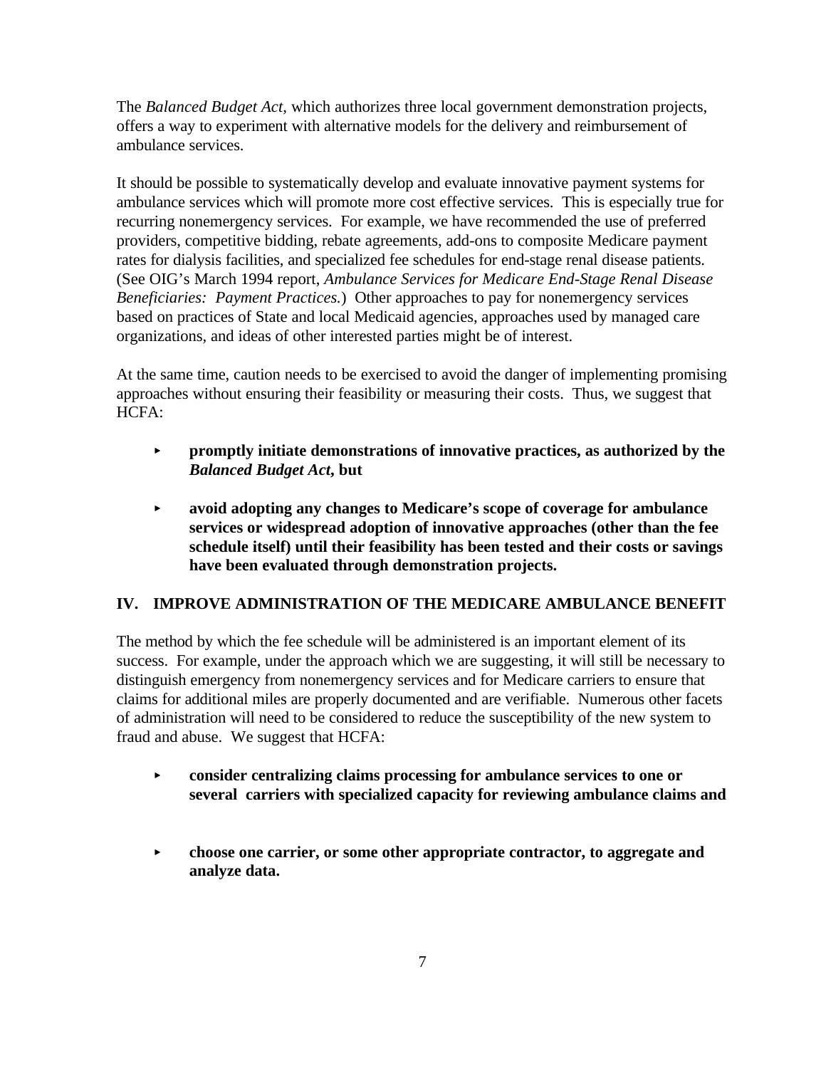The *Balanced Budget Act,* which authorizes three local government demonstration projects, offers a way to experiment with alternative models for the delivery and reimbursement of ambulance services.

It should be possible to systematically develop and evaluate innovative payment systems for ambulance services which will promote more cost effective services. This is especially true for recurring nonemergency services. For example, we have recommended the use of preferred providers, competitive bidding, rebate agreements, add-ons to composite Medicare payment rates for dialysis facilities, and specialized fee schedules for end-stage renal disease patients. (See OIG's March 1994 report, *Ambulance Services for Medicare End-Stage Renal Disease Beneficiaries: Payment Practices.*) Other approaches to pay for nonemergency services based on practices of State and local Medicaid agencies, approaches used by managed care organizations, and ideas of other interested parties might be of interest.

At the same time, caution needs to be exercised to avoid the danger of implementing promising approaches without ensuring their feasibility or measuring their costs. Thus, we suggest that HCFA:

- **promptly initiate demonstrations of innovative practices, as authorized by the *Balanced Budget Act,* but**
- **avoid adopting any changes to Medicare's scope of coverage for ambulance services or widespread adoption of innovative approaches (other than the fee schedule itself) until their feasibility has been tested and their costs or savings have been evaluated through demonstration projects.**

## IV. IMPROVE ADMINISTRATION OF THE MEDICARE AMBULANCE BENEFIT

The method by which the fee schedule will be administered is an important element of its success. For example, under the approach which we are suggesting, it will still be necessary to distinguish emergency from nonemergency services and for Medicare carriers to ensure that claims for additional miles are properly documented and are verifiable. Numerous other facets of administration will need to be considered to reduce the susceptibility of the new system to fraud and abuse. We suggest that HCFA:

- **consider centralizing claims processing for ambulance services to one or several carriers with specialized capacity for reviewing ambulance claims and**
- **choose one carrier, or some other appropriate contractor, to aggregate and analyze data.**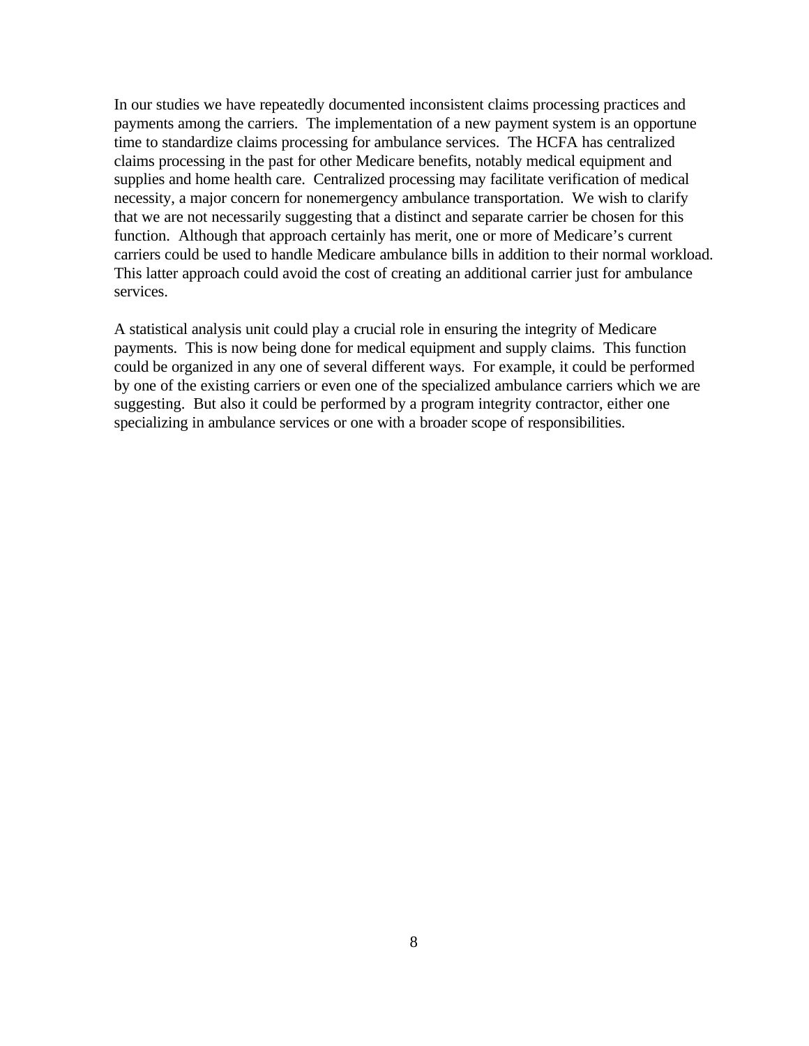In our studies we have repeatedly documented inconsistent claims processing practices and payments among the carriers. The implementation of a new payment system is an opportune time to standardize claims processing for ambulance services. The HCFA has centralized claims processing in the past for other Medicare benefits, notably medical equipment and supplies and home health care. Centralized processing may facilitate verification of medical necessity, a major concern for nonemergency ambulance transportation. We wish to clarify that we are not necessarily suggesting that a distinct and separate carrier be chosen for this function. Although that approach certainly has merit, one or more of Medicare's current carriers could be used to handle Medicare ambulance bills in addition to their normal workload. This latter approach could avoid the cost of creating an additional carrier just for ambulance services.

A statistical analysis unit could play a crucial role in ensuring the integrity of Medicare payments. This is now being done for medical equipment and supply claims. This function could be organized in any one of several different ways. For example, it could be performed by one of the existing carriers or even one of the specialized ambulance carriers which we are suggesting. But also it could be performed by a program integrity contractor, either one specializing in ambulance services or one with a broader scope of responsibilities.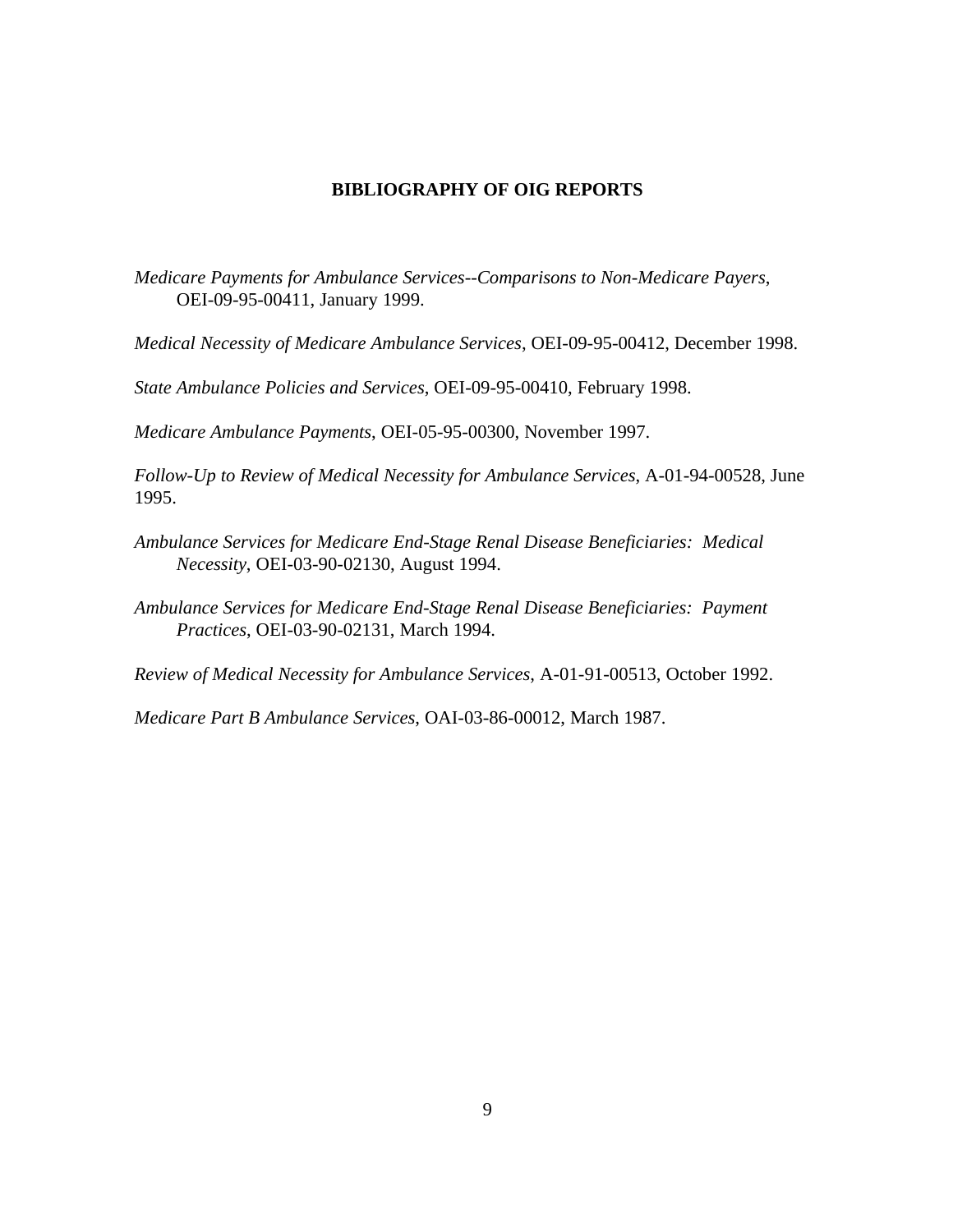## BIBLIOGRAPHY OF OIG REPORTS

*Medicare Payments for Ambulance Services--Comparisons to Non-Medicare Payers*, OEI-09-95-00411, January 1999.

*Medical Necessity of Medicare Ambulance Services*, OEI-09-95-00412, December 1998.

*State Ambulance Policies and Services*, OEI-09-95-00410, February 1998.

*Medicare Ambulance Payments*, OEI-05-95-00300, November 1997.

*Follow-Up to Review of Medical Necessity for Ambulance Services*, A-01-94-00528, June 1995.

*Ambulance Services for Medicare End-Stage Renal Disease Beneficiaries: Medical Necessity*, OEI-03-90-02130, August 1994.

*Ambulance Services for Medicare End-Stage Renal Disease Beneficiaries: Payment Practices*, OEI-03-90-02131, March 1994.

*Review of Medical Necessity for Ambulance Services*, A-01-91-00513, October 1992.

*Medicare Part B Ambulance Services*, OAI-03-86-00012, March 1987.